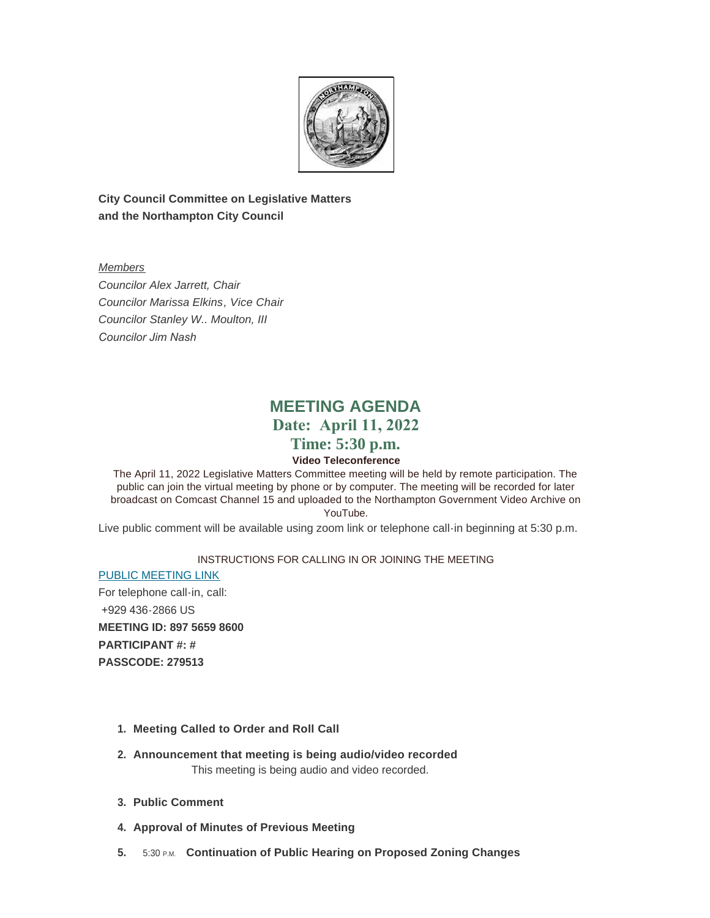**City Council Committee on Legislative Matters**
**and the Northampton City Council**

*Members*
*Councilor Alex Jarrett, Chair*
*Councilor Marissa Elkins, Vice Chair*
*Councilor Stanley W.. Moulton, III*
*Councilor Jim Nash*

# MEETING AGENDA

## Date: April 11, 2022

## Time: 5:30 p.m.

**Video Teleconference**

The April 11, 2022 Legislative Matters Committee meeting will be held by remote participation. The public can join the virtual meeting by phone or by computer. The meeting will be recorded for later broadcast on Comcast Channel 15 and uploaded to the Northampton Government Video Archive on YouTube.

Live public comment will be available using zoom link or telephone call-in beginning at 5:30 p.m.

INSTRUCTIONS FOR CALLING IN OR JOINING THE MEETING

PUBLIC MEETING LINK

For telephone call-in, call:

+929 436-2866 US

**MEETING ID: 897 5659 8600**

**PARTICIPANT #: #**

**PASSCODE: 279513**

1. **Meeting Called to Order and Roll Call**
2. **Announcement that meeting is being audio/video recorded**
   This meeting is being audio and video recorded.
3. **Public Comment**
4. **Approval of Minutes of Previous Meeting**
5. 5:30 P.M. **Continuation of Public Hearing on Proposed Zoning Changes**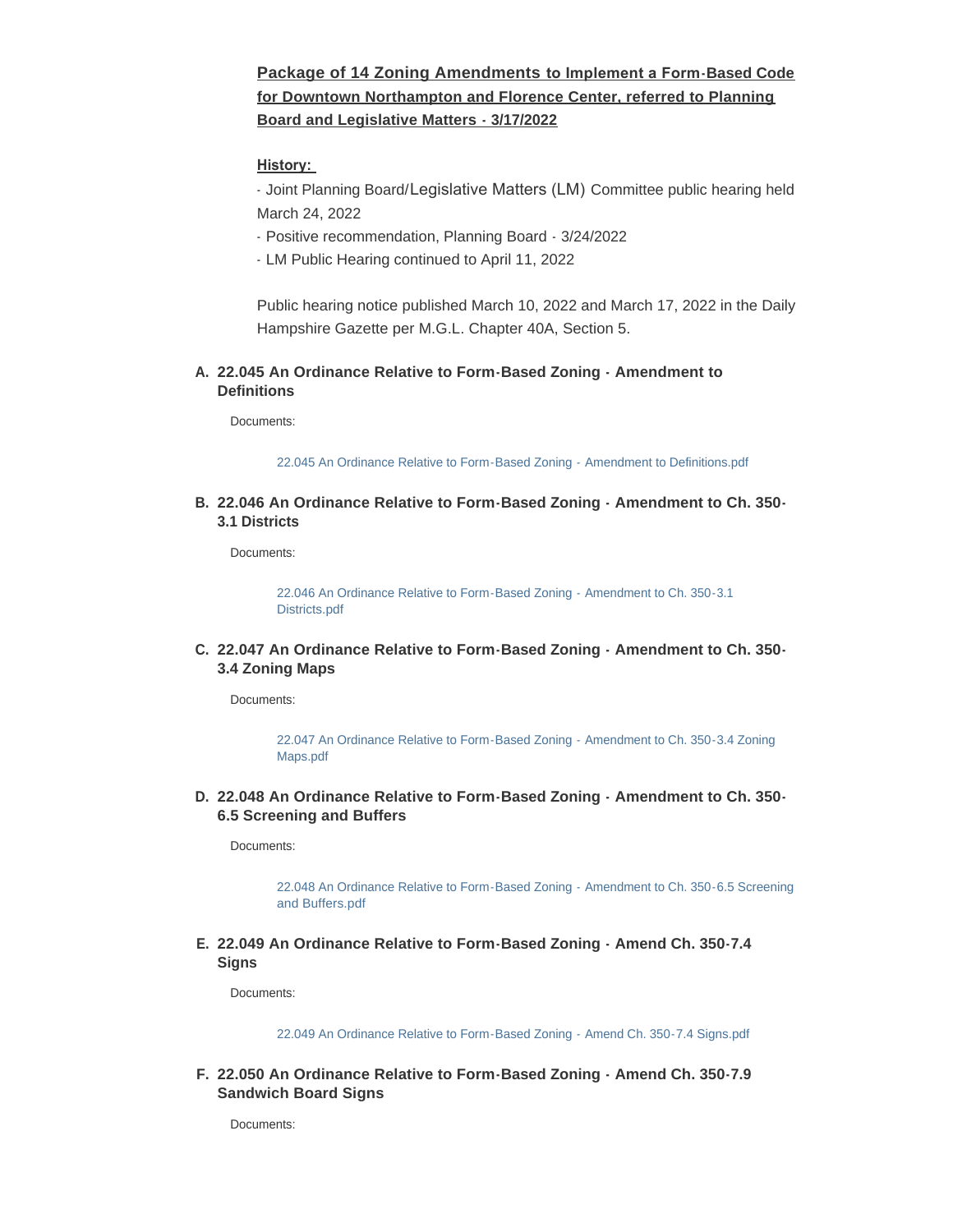**Package of 14 Zoning Amendments to Implement a Form-Based Code for Downtown Northampton and Florence Center, referred to Planning Board and Legislative Matters - 3/17/2022**

**History:**

- Joint Planning Board/Legislative Matters (LM) Committee public hearing held March 24, 2022
- Positive recommendation, Planning Board - 3/24/2022
- LM Public Hearing continued to April 11, 2022

Public hearing notice published March 10, 2022 and March 17, 2022 in the Daily Hampshire Gazette per M.G.L. Chapter 40A, Section 5.

**A. 22.045 An Ordinance Relative to Form-Based Zoning - Amendment to Definitions**

Documents:

22.045 An Ordinance Relative to Form-Based Zoning - Amendment to Definitions.pdf

**B. 22.046 An Ordinance Relative to Form-Based Zoning - Amendment to Ch. 350-3.1 Districts**

Documents:

22.046 An Ordinance Relative to Form-Based Zoning - Amendment to Ch. 350-3.1 Districts.pdf

**C. 22.047 An Ordinance Relative to Form-Based Zoning - Amendment to Ch. 350-3.4 Zoning Maps**

Documents:

22.047 An Ordinance Relative to Form-Based Zoning - Amendment to Ch. 350-3.4 Zoning Maps.pdf

**D. 22.048 An Ordinance Relative to Form-Based Zoning - Amendment to Ch. 350-6.5 Screening and Buffers**

Documents:

22.048 An Ordinance Relative to Form-Based Zoning - Amendment to Ch. 350-6.5 Screening and Buffers.pdf

**E. 22.049 An Ordinance Relative to Form-Based Zoning - Amend Ch. 350-7.4 Signs**

Documents:

22.049 An Ordinance Relative to Form-Based Zoning - Amend Ch. 350-7.4 Signs.pdf

**F. 22.050 An Ordinance Relative to Form-Based Zoning - Amend Ch. 350-7.9 Sandwich Board Signs**

Documents: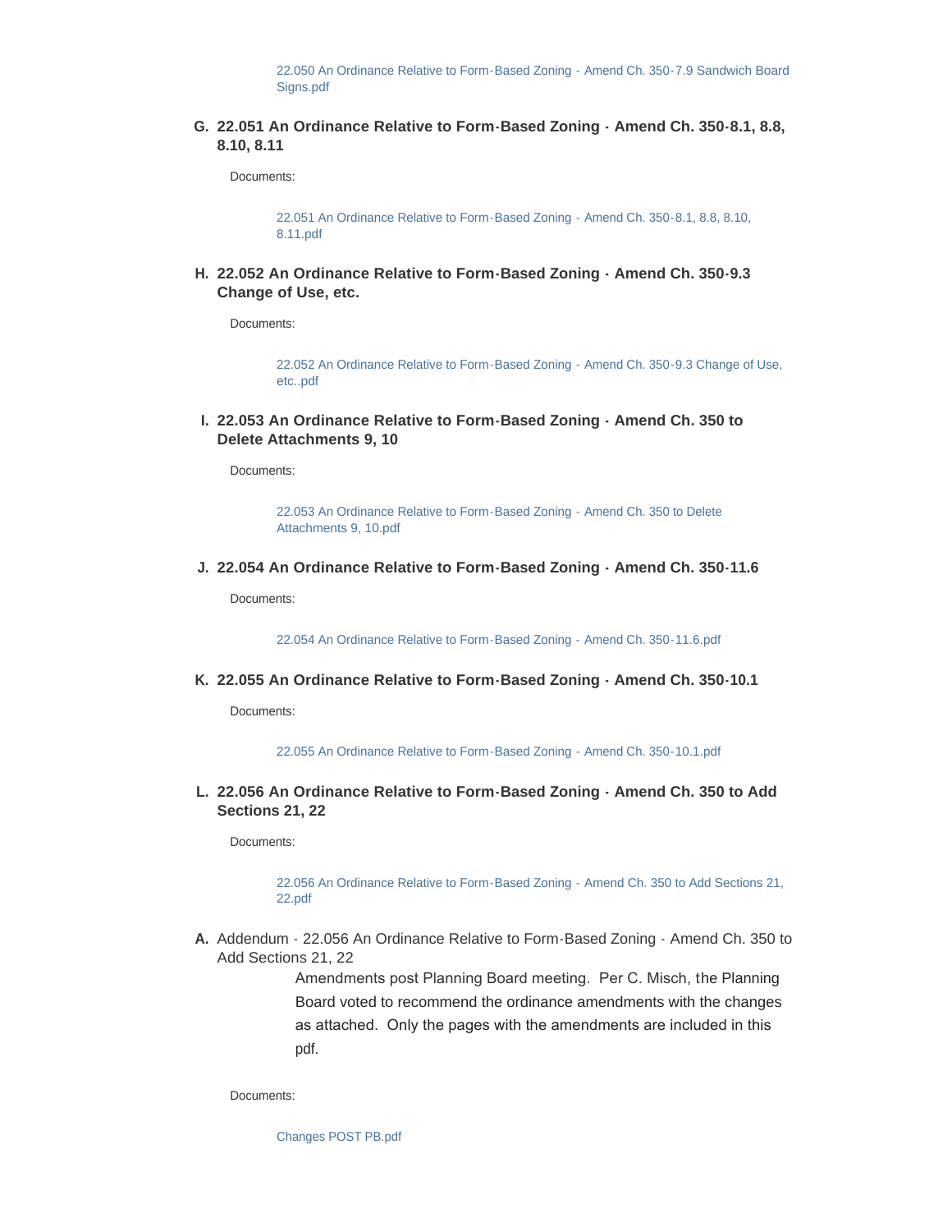22.050 An Ordinance Relative to Form-Based Zoning - Amend Ch. 350-7.9 Sandwich Board Signs.pdf

G. **22.051 An Ordinance Relative to Form-Based Zoning - Amend Ch. 350-8.1, 8.8, 8.10, 8.11**

Documents:

22.051 An Ordinance Relative to Form-Based Zoning - Amend Ch. 350-8.1, 8.8, 8.10, 8.11.pdf

H. **22.052 An Ordinance Relative to Form-Based Zoning - Amend Ch. 350-9.3 Change of Use, etc.**

Documents:

22.052 An Ordinance Relative to Form-Based Zoning - Amend Ch. 350-9.3 Change of Use, etc..pdf

I. **22.053 An Ordinance Relative to Form-Based Zoning - Amend Ch. 350 to Delete Attachments 9, 10**

Documents:

22.053 An Ordinance Relative to Form-Based Zoning - Amend Ch. 350 to Delete Attachments 9, 10.pdf

J. **22.054 An Ordinance Relative to Form-Based Zoning - Amend Ch. 350-11.6**

Documents:

22.054 An Ordinance Relative to Form-Based Zoning - Amend Ch. 350-11.6.pdf

K. **22.055 An Ordinance Relative to Form-Based Zoning - Amend Ch. 350-10.1**

Documents:

22.055 An Ordinance Relative to Form-Based Zoning - Amend Ch. 350-10.1.pdf

L. **22.056 An Ordinance Relative to Form-Based Zoning - Amend Ch. 350 to Add Sections 21, 22**

Documents:

22.056 An Ordinance Relative to Form-Based Zoning - Amend Ch. 350 to Add Sections 21, 22.pdf

A. Addendum - 22.056 An Ordinance Relative to Form-Based Zoning - Amend Ch. 350 to Add Sections 21, 22

Amendments post Planning Board meeting. Per C. Misch, the Planning Board voted to recommend the ordinance amendments with the changes as attached. Only the pages with the amendments are included in this pdf.

Documents:

Changes POST PB.pdf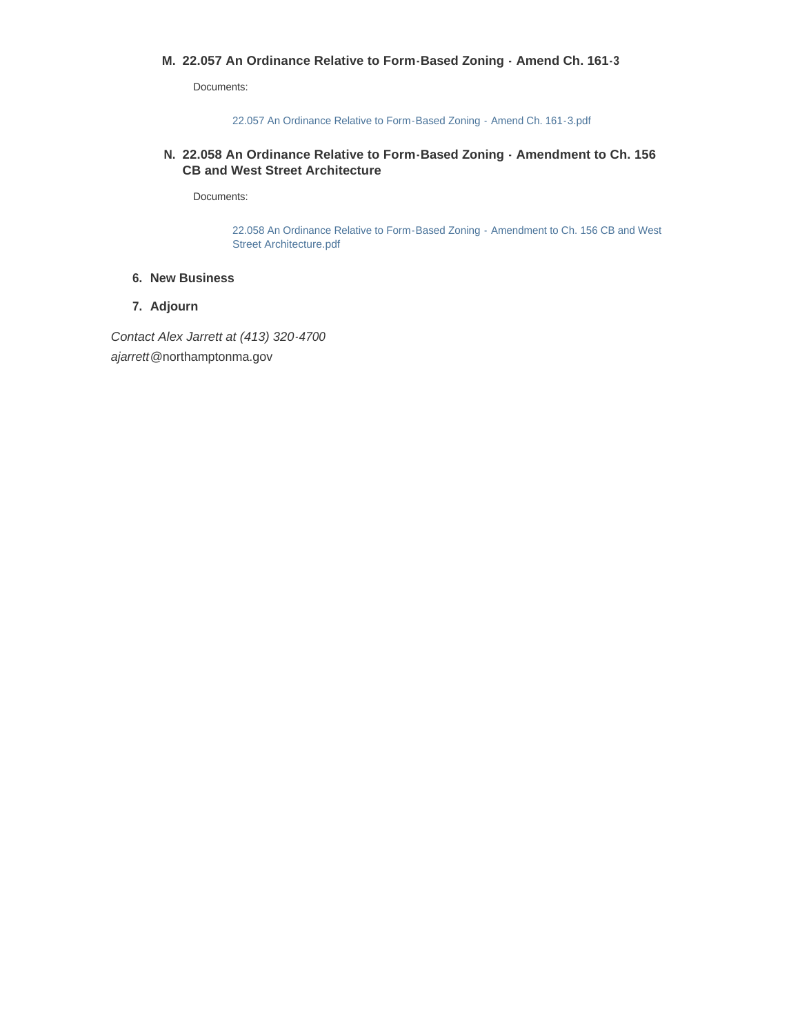**M. 22.057 An Ordinance Relative to Form-Based Zoning - Amend Ch. 161-3**

Documents:

22.057 An Ordinance Relative to Form-Based Zoning - Amend Ch. 161-3.pdf

**N. 22.058 An Ordinance Relative to Form-Based Zoning - Amendment to Ch. 156 CB and West Street Architecture**

Documents:

22.058 An Ordinance Relative to Form-Based Zoning - Amendment to Ch. 156 CB and West Street Architecture.pdf

**6. New Business**

**7. Adjourn**

*Contact Alex Jarrett at (413) 320-4700*
*ajarrett*@northamptonma.gov